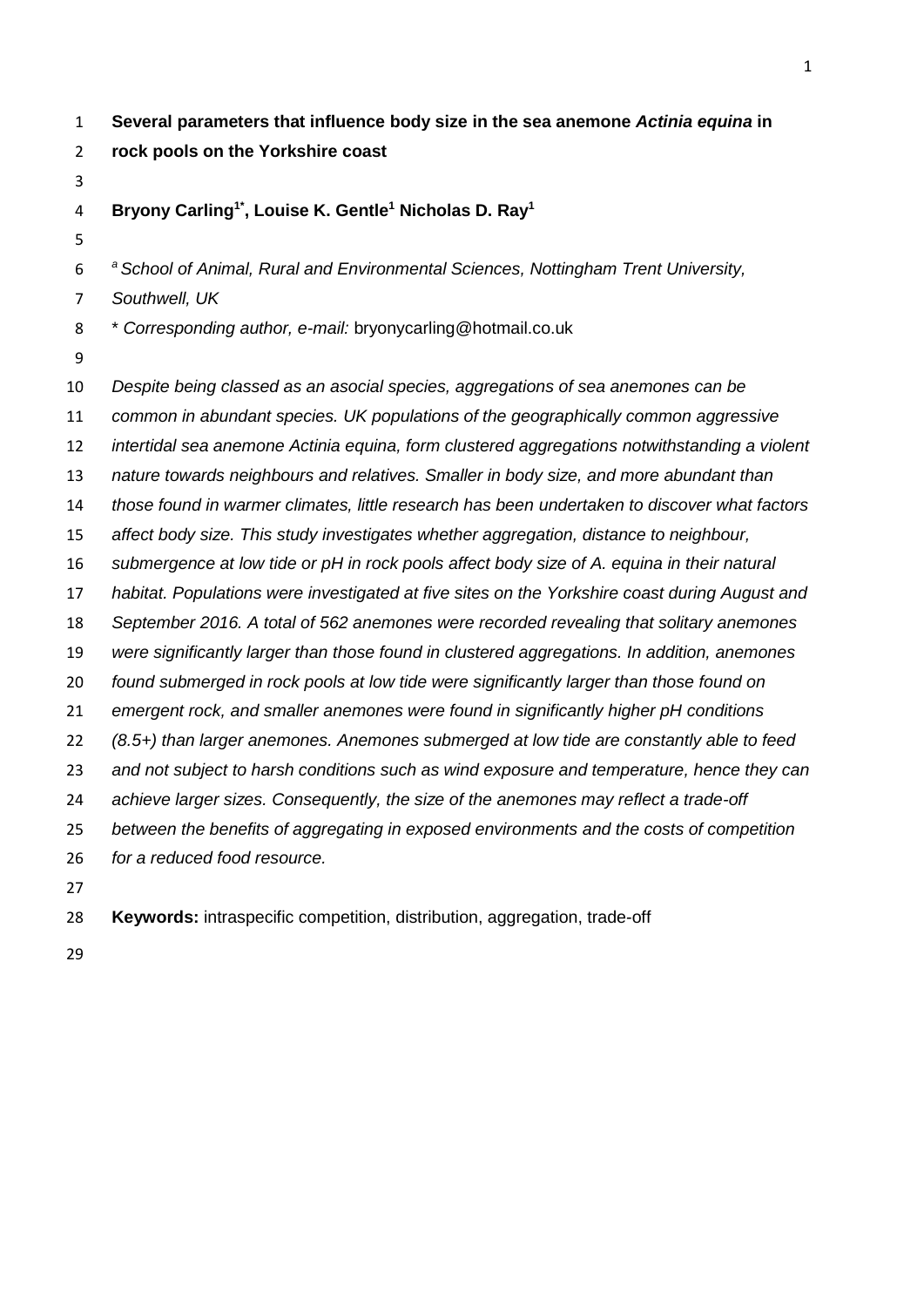# Several parameters that influence body size in the sea anemone *Actinia equina* in rock pools on the Yorkshire coast

**Bryony Carling[1*], Louise K. Gentle[1] Nicholas D. Ray[1]**

[a] *School of Animal, Rural and Environmental Sciences, Nottingham Trent University, Southwell, UK*

\* *Corresponding author, e-mail:* bryonycarling@hotmail.co.uk

*Despite being classed as an asocial species, aggregations of sea anemones can be common in abundant species. UK populations of the geographically common aggressive intertidal sea anemone Actinia equina, form clustered aggregations notwithstanding a violent nature towards neighbours and relatives. Smaller in body size, and more abundant than those found in warmer climates, little research has been undertaken to discover what factors affect body size. This study investigates whether aggregation, distance to neighbour, submergence at low tide or pH in rock pools affect body size of A. equina in their natural habitat. Populations were investigated at five sites on the Yorkshire coast during August and September 2016. A total of 562 anemones were recorded revealing that solitary anemones were significantly larger than those found in clustered aggregations. In addition, anemones found submerged in rock pools at low tide were significantly larger than those found on emergent rock, and smaller anemones were found in significantly higher pH conditions (8.5+) than larger anemones. Anemones submerged at low tide are constantly able to feed and not subject to harsh conditions such as wind exposure and temperature, hence they can achieve larger sizes. Consequently, the size of the anemones may reflect a trade-off between the benefits of aggregating in exposed environments and the costs of competition for a reduced food resource.*

**Keywords:** intraspecific competition, distribution, aggregation, trade-off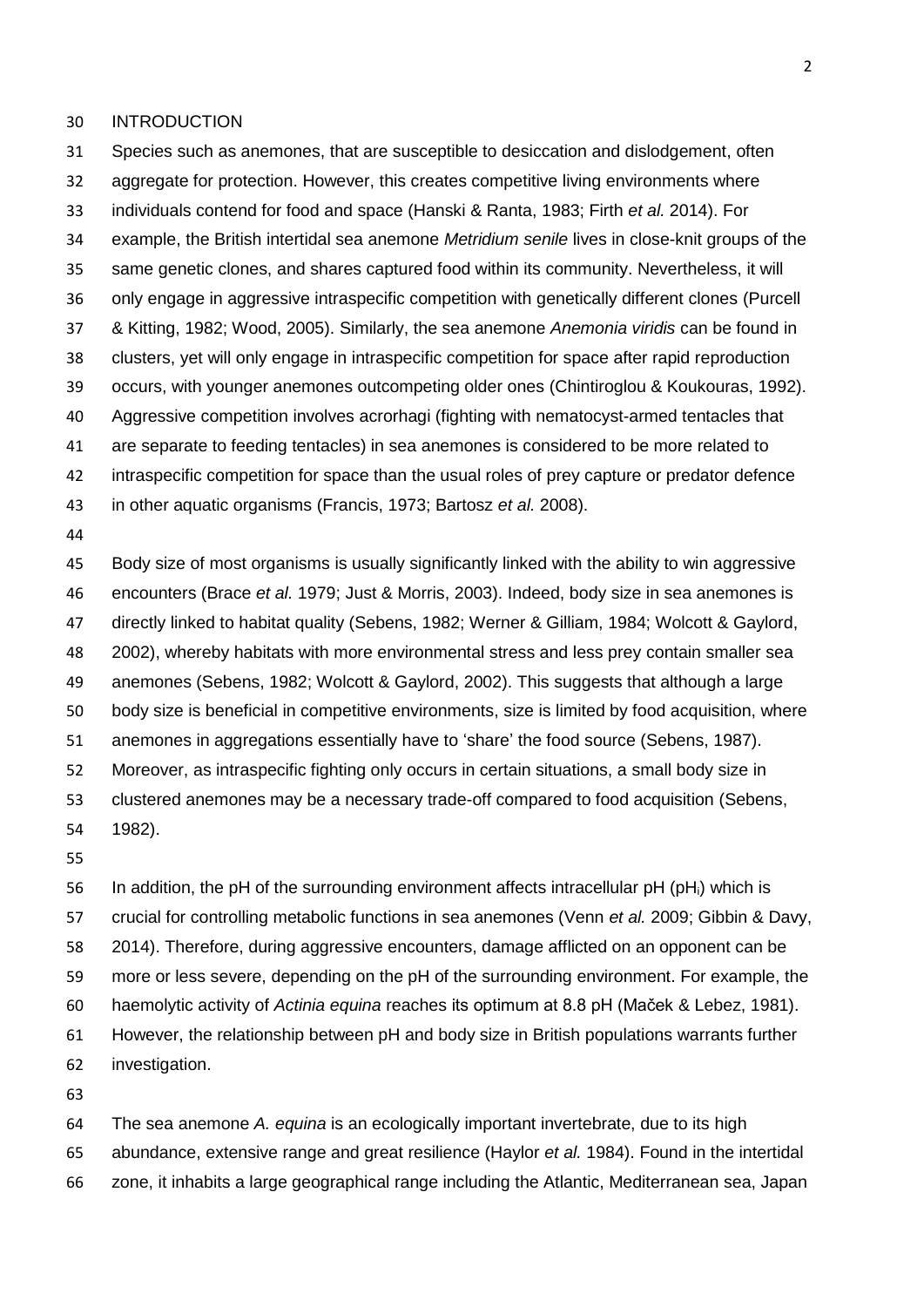# INTRODUCTION

Species such as anemones, that are susceptible to desiccation and dislodgement, often aggregate for protection. However, this creates competitive living environments where individuals contend for food and space (Hanski & Ranta, 1983; Firth *et al.* 2014). For example, the British intertidal sea anemone *Metridium senile* lives in close-knit groups of the same genetic clones, and shares captured food within its community. Nevertheless, it will only engage in aggressive intraspecific competition with genetically different clones (Purcell & Kitting, 1982; Wood, 2005). Similarly, the sea anemone *Anemonia viridis* can be found in clusters, yet will only engage in intraspecific competition for space after rapid reproduction occurs, with younger anemones outcompeting older ones (Chintiroglou & Koukouras, 1992). Aggressive competition involves acrorhagi (fighting with nematocyst-armed tentacles that are separate to feeding tentacles) in sea anemones is considered to be more related to intraspecific competition for space than the usual roles of prey capture or predator defence in other aquatic organisms (Francis, 1973; Bartosz *et al.* 2008).

Body size of most organisms is usually significantly linked with the ability to win aggressive encounters (Brace *et al.* 1979; Just & Morris, 2003). Indeed, body size in sea anemones is directly linked to habitat quality (Sebens, 1982; Werner & Gilliam, 1984; Wolcott & Gaylord, 2002), whereby habitats with more environmental stress and less prey contain smaller sea anemones (Sebens, 1982; Wolcott & Gaylord, 2002). This suggests that although a large body size is beneficial in competitive environments, size is limited by food acquisition, where anemones in aggregations essentially have to 'share' the food source (Sebens, 1987). Moreover, as intraspecific fighting only occurs in certain situations, a small body size in clustered anemones may be a necessary trade-off compared to food acquisition (Sebens, 1982).

In addition, the pH of the surrounding environment affects intracellular pH ($pH_i$) which is crucial for controlling metabolic functions in sea anemones (Venn *et al.* 2009; Gibbin & Davy, 2014). Therefore, during aggressive encounters, damage afflicted on an opponent can be more or less severe, depending on the pH of the surrounding environment. For example, the haemolytic activity of *Actinia equina* reaches its optimum at 8.8 pH (Maček & Lebez, 1981). However, the relationship between pH and body size in British populations warrants further investigation.

The sea anemone *A. equina* is an ecologically important invertebrate, due to its high abundance, extensive range and great resilience (Haylor *et al.* 1984). Found in the intertidal zone, it inhabits a large geographical range including the Atlantic, Mediterranean sea, Japan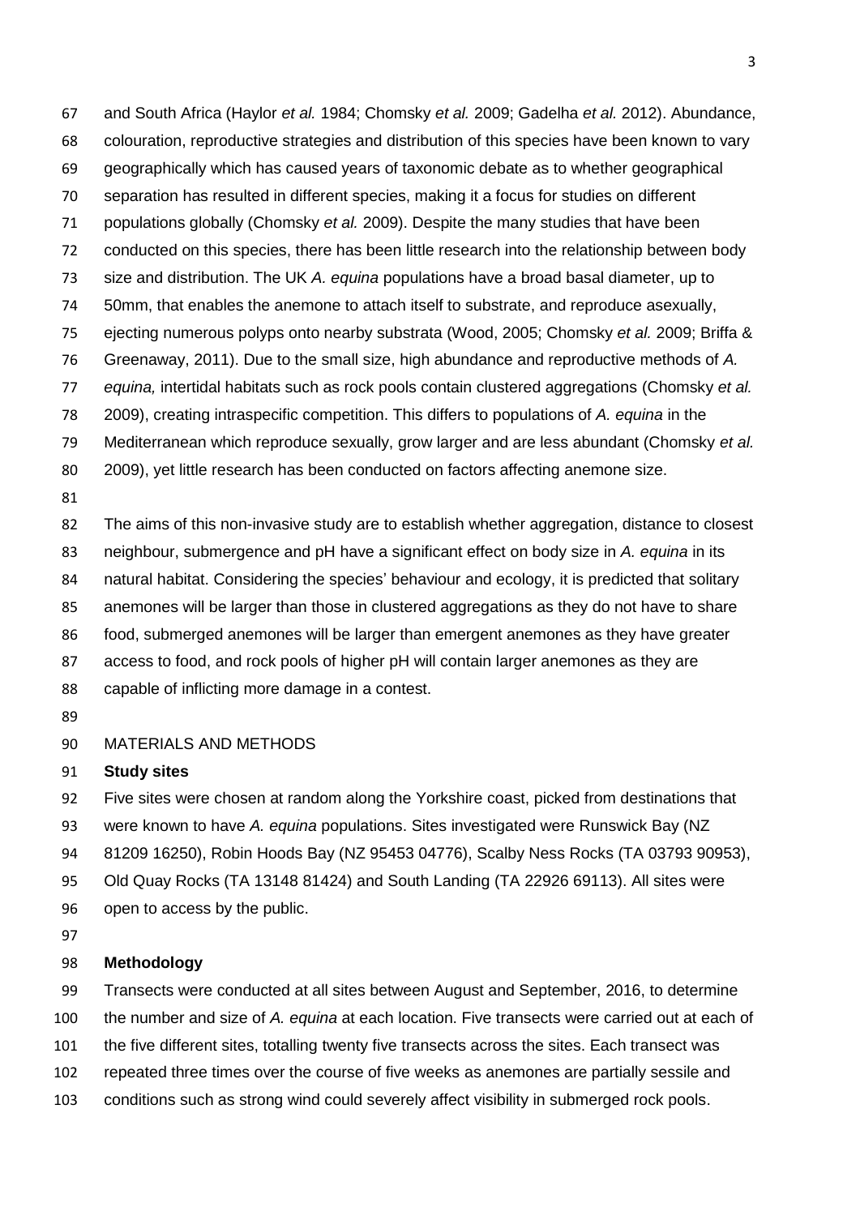and South Africa (Haylor *et al.* 1984; Chomsky *et al.* 2009; Gadelha *et al.* 2012). Abundance, colouration, reproductive strategies and distribution of this species have been known to vary geographically which has caused years of taxonomic debate as to whether geographical separation has resulted in different species, making it a focus for studies on different populations globally (Chomsky *et al.* 2009). Despite the many studies that have been conducted on this species, there has been little research into the relationship between body size and distribution. The UK *A. equina* populations have a broad basal diameter, up to 50mm, that enables the anemone to attach itself to substrate, and reproduce asexually, ejecting numerous polyps onto nearby substrata (Wood, 2005; Chomsky *et al.* 2009; Briffa & Greenaway, 2011). Due to the small size, high abundance and reproductive methods of *A. equina,* intertidal habitats such as rock pools contain clustered aggregations (Chomsky *et al.* 2009), creating intraspecific competition. This differs to populations of *A. equina* in the Mediterranean which reproduce sexually, grow larger and are less abundant (Chomsky *et al.* 2009), yet little research has been conducted on factors affecting anemone size.

The aims of this non-invasive study are to establish whether aggregation, distance to closest neighbour, submergence and pH have a significant effect on body size in *A. equina* in its natural habitat. Considering the species' behaviour and ecology, it is predicted that solitary anemones will be larger than those in clustered aggregations as they do not have to share food, submerged anemones will be larger than emergent anemones as they have greater access to food, and rock pools of higher pH will contain larger anemones as they are capable of inflicting more damage in a contest.

## MATERIALS AND METHODS

### Study sites

Five sites were chosen at random along the Yorkshire coast, picked from destinations that were known to have *A. equina* populations. Sites investigated were Runswick Bay (NZ 81209 16250), Robin Hoods Bay (NZ 95453 04776), Scalby Ness Rocks (TA 03793 90953), Old Quay Rocks (TA 13148 81424) and South Landing (TA 22926 69113). All sites were open to access by the public.

### Methodology

Transects were conducted at all sites between August and September, 2016, to determine the number and size of *A. equina* at each location. Five transects were carried out at each of the five different sites, totalling twenty five transects across the sites. Each transect was repeated three times over the course of five weeks as anemones are partially sessile and conditions such as strong wind could severely affect visibility in submerged rock pools.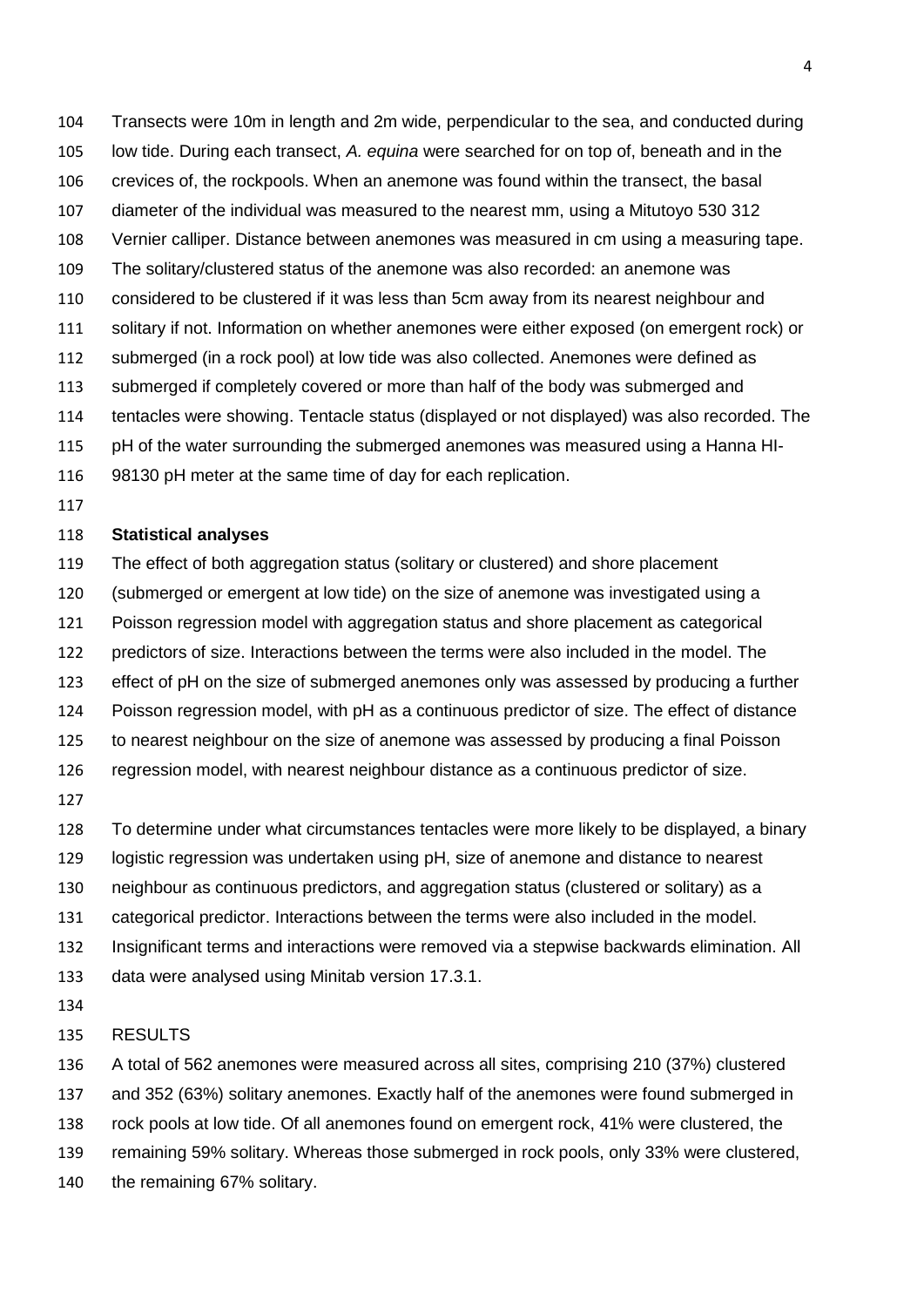Transects were 10m in length and 2m wide, perpendicular to the sea, and conducted during low tide. During each transect, *A. equina* were searched for on top of, beneath and in the crevices of, the rockpools. When an anemone was found within the transect, the basal diameter of the individual was measured to the nearest mm, using a Mitutoyo 530 312 Vernier calliper. Distance between anemones was measured in cm using a measuring tape. The solitary/clustered status of the anemone was also recorded: an anemone was considered to be clustered if it was less than 5cm away from its nearest neighbour and solitary if not. Information on whether anemones were either exposed (on emergent rock) or submerged (in a rock pool) at low tide was also collected. Anemones were defined as submerged if completely covered or more than half of the body was submerged and tentacles were showing. Tentacle status (displayed or not displayed) was also recorded. The pH of the water surrounding the submerged anemones was measured using a Hanna HI-98130 pH meter at the same time of day for each replication.

## Statistical analyses

The effect of both aggregation status (solitary or clustered) and shore placement (submerged or emergent at low tide) on the size of anemone was investigated using a Poisson regression model with aggregation status and shore placement as categorical predictors of size. Interactions between the terms were also included in the model. The effect of pH on the size of submerged anemones only was assessed by producing a further Poisson regression model, with pH as a continuous predictor of size. The effect of distance to nearest neighbour on the size of anemone was assessed by producing a final Poisson regression model, with nearest neighbour distance as a continuous predictor of size.

To determine under what circumstances tentacles were more likely to be displayed, a binary logistic regression was undertaken using pH, size of anemone and distance to nearest neighbour as continuous predictors, and aggregation status (clustered or solitary) as a categorical predictor. Interactions between the terms were also included in the model. Insignificant terms and interactions were removed via a stepwise backwards elimination. All data were analysed using Minitab version 17.3.1.

## RESULTS

A total of 562 anemones were measured across all sites, comprising 210 (37%) clustered and 352 (63%) solitary anemones. Exactly half of the anemones were found submerged in rock pools at low tide. Of all anemones found on emergent rock, 41% were clustered, the remaining 59% solitary. Whereas those submerged in rock pools, only 33% were clustered, the remaining 67% solitary.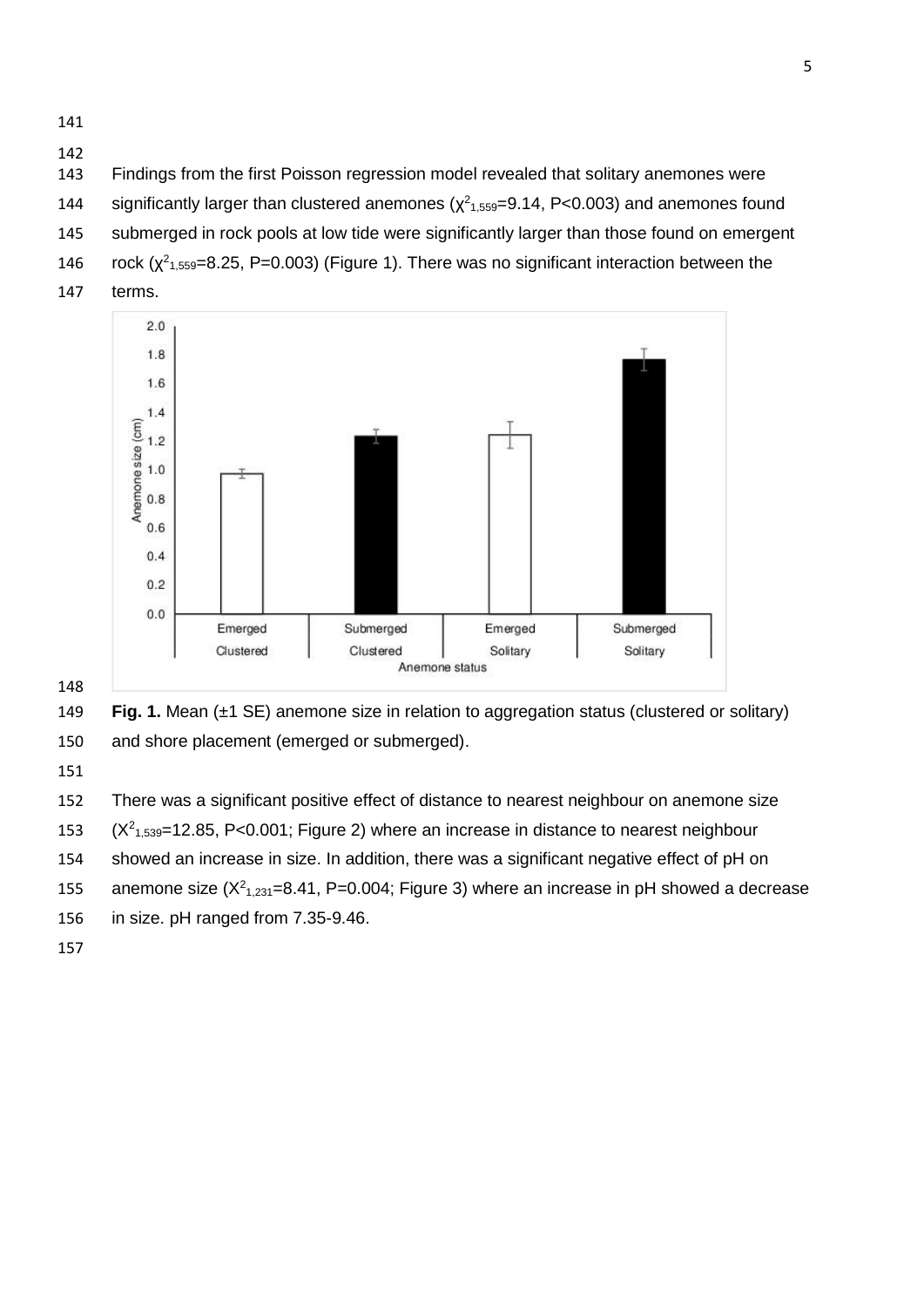Findings from the first Poisson regression model revealed that solitary anemones were significantly larger than clustered anemones ($\chi^2_{1,559}$=9.14, P<0.003) and anemones found submerged in rock pools at low tide were significantly larger than those found on emergent rock ($\chi^2_{1,559}$=8.25, P=0.003) (Figure 1). There was no significant interaction between the terms.

2.0
1.8
1.6
1.4
1.2
1.0
0.8
0.6
0.4
0.2
0.0

Anemone size (cm)

Emerged Clustered
Submerged Clustered
Emerged Solitary
Submerged Solitary

Anemone status

**Fig. 1.** Mean (±1 SE) anemone size in relation to aggregation status (clustered or solitary) and shore placement (emerged or submerged).

There was a significant positive effect of distance to nearest neighbour on anemone size ($X^2_{1,539}$=12.85, P<0.001; Figure 2) where an increase in distance to nearest neighbour showed an increase in size. In addition, there was a significant negative effect of pH on anemone size ($X^2_{1,231}$=8.41, P=0.004; Figure 3) where an increase in pH showed a decrease in size. pH ranged from 7.35-9.46.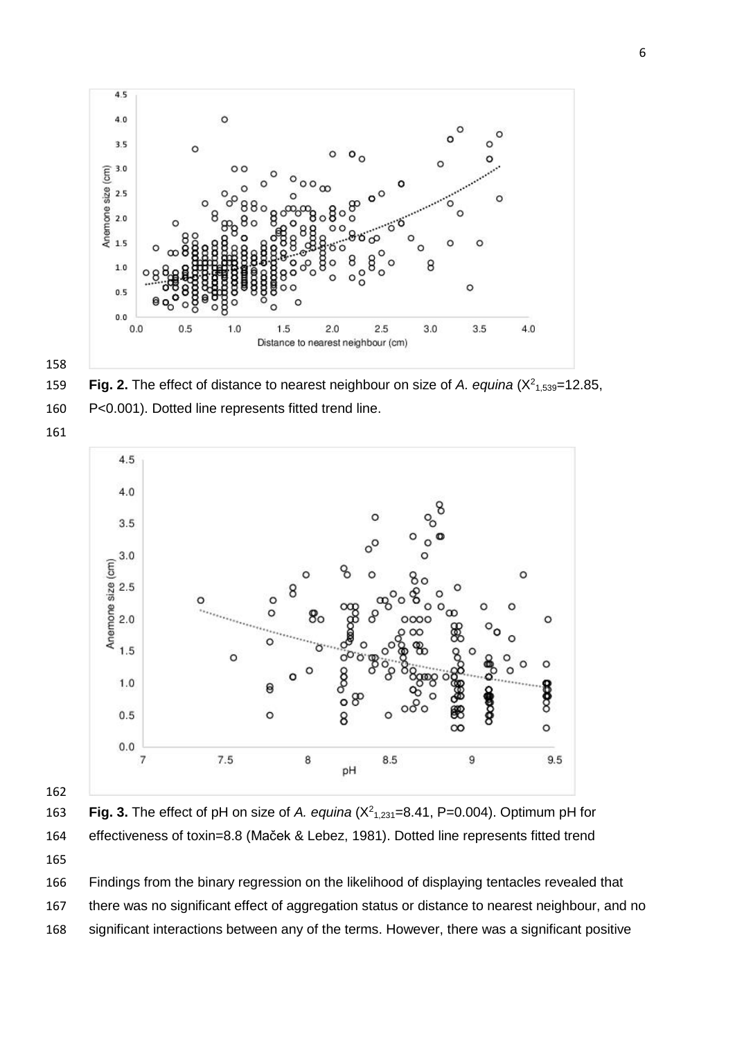4.5
4.0
3.5
3.0
2.5
2.0
1.5
1.0
0.5
0.0
Anemone size (cm)
0.0 0.5 1.0 1.5 2.0 2.5 3.0 3.5 4.0
Distance to nearest neighbour (cm)

**Fig. 2.** The effect of distance to nearest neighbour on size of *A. equina* ($X^2_{1,539}$=12.85, P<0.001). Dotted line represents fitted trend line.

4.5
4.0
3.5
3.0
2.5
2.0
1.5
1.0
0.5
0.0
Anemone size (cm)
7 7.5 8 8.5 9 9.5
pH

**Fig. 3.** The effect of pH on size of *A. equina* ($X^2_{1,231}$=8.41, P=0.004). Optimum pH for effectiveness of toxin=8.8 (Maček & Lebez, 1981). Dotted line represents fitted trend

Findings from the binary regression on the likelihood of displaying tentacles revealed that there was no significant effect of aggregation status or distance to nearest neighbour, and no significant interactions between any of the terms. However, there was a significant positive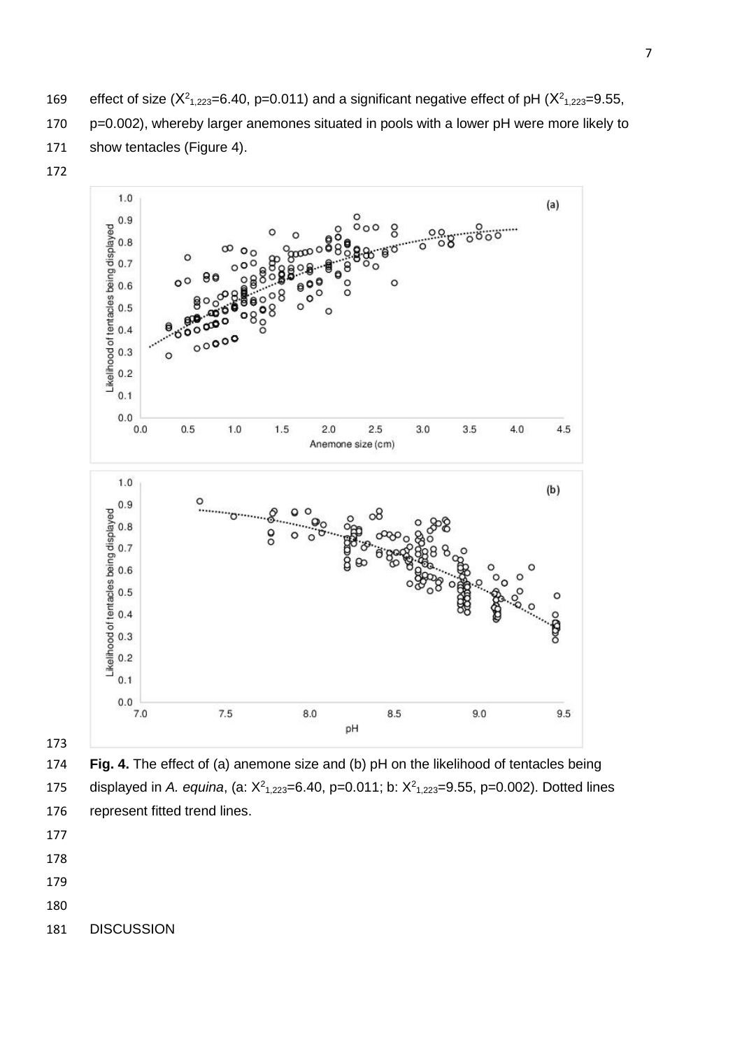effect of size ($X^2_{1,223}$=6.40, p=0.011) and a significant negative effect of pH ($X^2_{1,223}$=9.55, p=0.002), whereby larger anemones situated in pools with a lower pH were more likely to show tentacles (Figure 4).

(a)

Likelihood of tentacles being displayed

1.0
0.9
0.8
0.7
0.6
0.5
0.4
0.3
0.2
0.1
0.0

0.0 0.5 1.0 1.5 2.0 2.5 3.0 3.5 4.0 4.5

Anemone size (cm)

(b)

Likelihood of tentacles being displayed

1.0
0.9
0.8
0.7
0.6
0.5
0.4
0.3
0.2
0.1
0.0

7.0 7.5 8.0 8.5 9.0 9.5

pH

**Fig. 4.** The effect of (a) anemone size and (b) pH on the likelihood of tentacles being displayed in *A. equina*, (a: $X^2_{1,223}$=6.40, p=0.011; b: $X^2_{1,223}$=9.55, p=0.002). Dotted lines represent fitted trend lines.

## DISCUSSION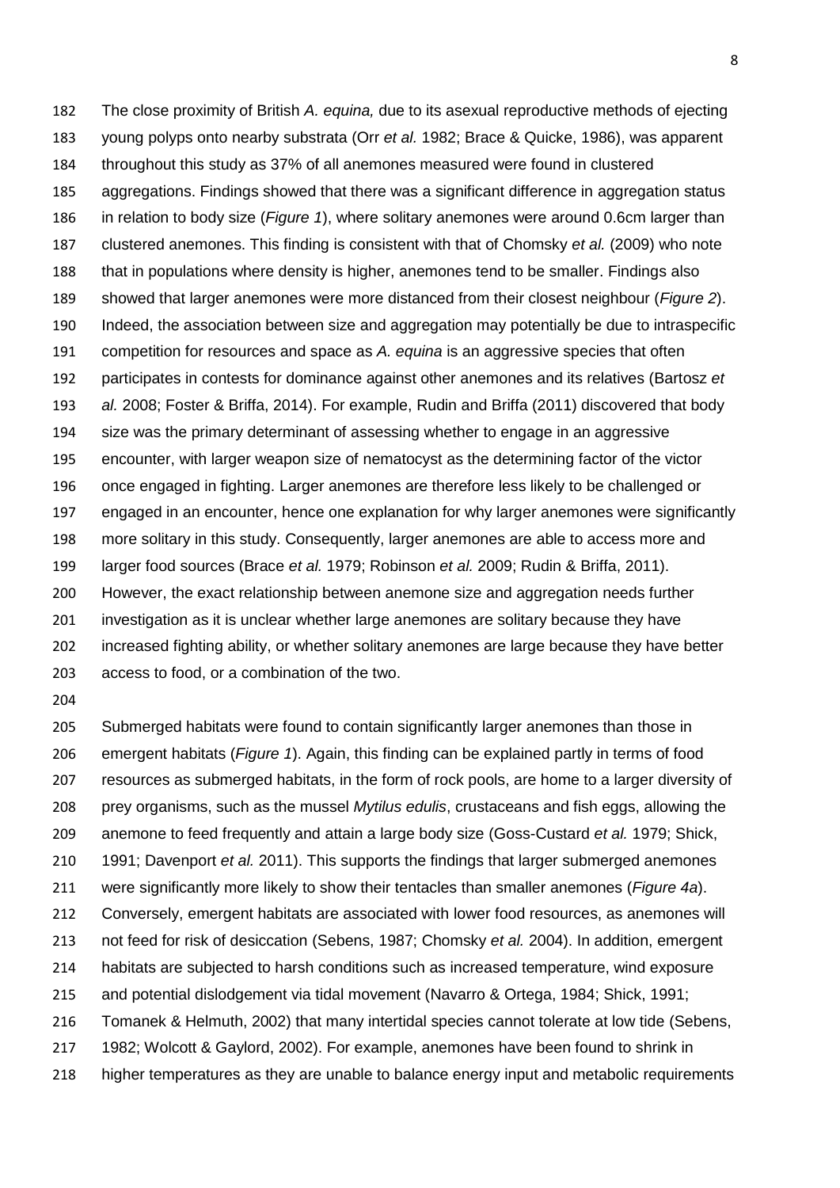The close proximity of British *A. equina,* due to its asexual reproductive methods of ejecting young polyps onto nearby substrata (Orr *et al.* 1982; Brace & Quicke, 1986), was apparent throughout this study as 37% of all anemones measured were found in clustered aggregations. Findings showed that there was a significant difference in aggregation status in relation to body size (*Figure 1*), where solitary anemones were around 0.6cm larger than clustered anemones. This finding is consistent with that of Chomsky *et al.* (2009) who note that in populations where density is higher, anemones tend to be smaller. Findings also showed that larger anemones were more distanced from their closest neighbour (*Figure 2*). Indeed, the association between size and aggregation may potentially be due to intraspecific competition for resources and space as *A. equina* is an aggressive species that often participates in contests for dominance against other anemones and its relatives (Bartosz *et al.* 2008; Foster & Briffa, 2014). For example, Rudin and Briffa (2011) discovered that body size was the primary determinant of assessing whether to engage in an aggressive encounter, with larger weapon size of nematocyst as the determining factor of the victor once engaged in fighting. Larger anemones are therefore less likely to be challenged or engaged in an encounter, hence one explanation for why larger anemones were significantly more solitary in this study. Consequently, larger anemones are able to access more and larger food sources (Brace *et al.* 1979; Robinson *et al.* 2009; Rudin & Briffa, 2011). However, the exact relationship between anemone size and aggregation needs further investigation as it is unclear whether large anemones are solitary because they have increased fighting ability, or whether solitary anemones are large because they have better access to food, or a combination of the two.

Submerged habitats were found to contain significantly larger anemones than those in emergent habitats (*Figure 1*). Again, this finding can be explained partly in terms of food resources as submerged habitats, in the form of rock pools, are home to a larger diversity of prey organisms, such as the mussel *Mytilus edulis*, crustaceans and fish eggs, allowing the anemone to feed frequently and attain a large body size (Goss-Custard *et al.* 1979; Shick, 1991; Davenport *et al.* 2011). This supports the findings that larger submerged anemones were significantly more likely to show their tentacles than smaller anemones (*Figure 4a*). Conversely, emergent habitats are associated with lower food resources, as anemones will not feed for risk of desiccation (Sebens, 1987; Chomsky *et al.* 2004). In addition, emergent habitats are subjected to harsh conditions such as increased temperature, wind exposure and potential dislodgement via tidal movement (Navarro & Ortega, 1984; Shick, 1991; Tomanek & Helmuth, 2002) that many intertidal species cannot tolerate at low tide (Sebens, 1982; Wolcott & Gaylord, 2002). For example, anemones have been found to shrink in higher temperatures as they are unable to balance energy input and metabolic requirements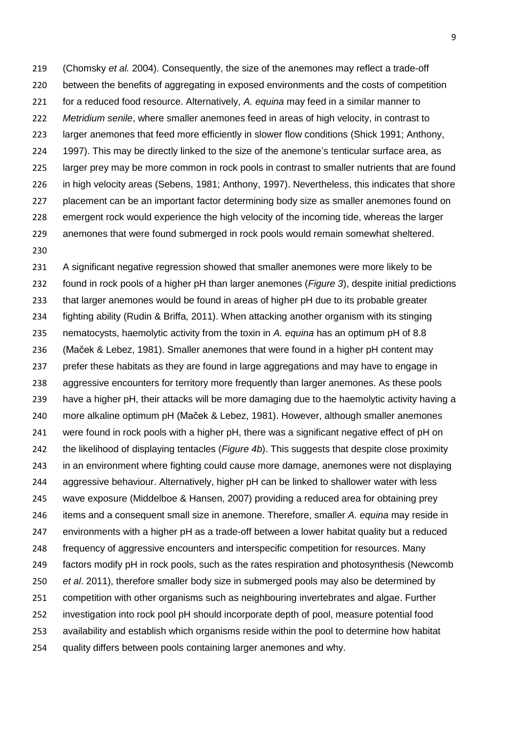(Chomsky *et al.* 2004). Consequently, the size of the anemones may reflect a trade-off between the benefits of aggregating in exposed environments and the costs of competition for a reduced food resource. Alternatively, *A. equina* may feed in a similar manner to *Metridium senile*, where smaller anemones feed in areas of high velocity, in contrast to larger anemones that feed more efficiently in slower flow conditions (Shick 1991; Anthony, 1997). This may be directly linked to the size of the anemone's tenticular surface area, as larger prey may be more common in rock pools in contrast to smaller nutrients that are found in high velocity areas (Sebens, 1981; Anthony, 1997). Nevertheless, this indicates that shore placement can be an important factor determining body size as smaller anemones found on emergent rock would experience the high velocity of the incoming tide, whereas the larger anemones that were found submerged in rock pools would remain somewhat sheltered.

A significant negative regression showed that smaller anemones were more likely to be found in rock pools of a higher pH than larger anemones (*Figure 3*), despite initial predictions that larger anemones would be found in areas of higher pH due to its probable greater fighting ability (Rudin & Briffa, 2011). When attacking another organism with its stinging nematocysts, haemolytic activity from the toxin in *A. equina* has an optimum pH of 8.8 (Maček & Lebez, 1981). Smaller anemones that were found in a higher pH content may prefer these habitats as they are found in large aggregations and may have to engage in aggressive encounters for territory more frequently than larger anemones. As these pools have a higher pH, their attacks will be more damaging due to the haemolytic activity having a more alkaline optimum pH (Maček & Lebez, 1981). However, although smaller anemones were found in rock pools with a higher pH, there was a significant negative effect of pH on the likelihood of displaying tentacles (*Figure 4b*). This suggests that despite close proximity in an environment where fighting could cause more damage, anemones were not displaying aggressive behaviour. Alternatively, higher pH can be linked to shallower water with less wave exposure (Middelboe & Hansen, 2007) providing a reduced area for obtaining prey items and a consequent small size in anemone. Therefore, smaller *A. equina* may reside in environments with a higher pH as a trade-off between a lower habitat quality but a reduced frequency of aggressive encounters and interspecific competition for resources. Many factors modify pH in rock pools, such as the rates respiration and photosynthesis (Newcomb *et al*. 2011), therefore smaller body size in submerged pools may also be determined by competition with other organisms such as neighbouring invertebrates and algae. Further investigation into rock pool pH should incorporate depth of pool, measure potential food availability and establish which organisms reside within the pool to determine how habitat quality differs between pools containing larger anemones and why.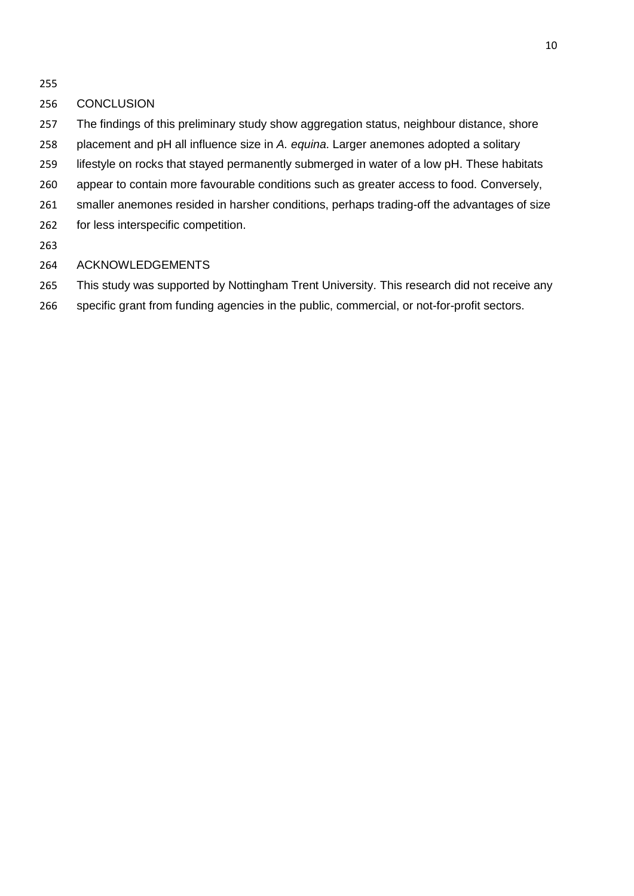## CONCLUSION

The findings of this preliminary study show aggregation status, neighbour distance, shore placement and pH all influence size in *A. equina*. Larger anemones adopted a solitary lifestyle on rocks that stayed permanently submerged in water of a low pH. These habitats appear to contain more favourable conditions such as greater access to food. Conversely, smaller anemones resided in harsher conditions, perhaps trading-off the advantages of size for less interspecific competition.

## ACKNOWLEDGEMENTS

This study was supported by Nottingham Trent University. This research did not receive any specific grant from funding agencies in the public, commercial, or not-for-profit sectors.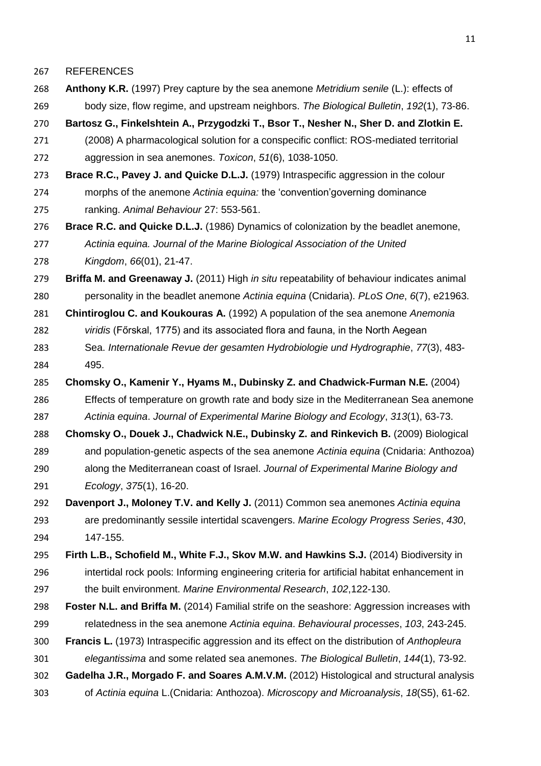REFERENCES

**Anthony K.R.** (1997) Prey capture by the sea anemone *Metridium senile* (L.): effects of body size, flow regime, and upstream neighbors. *The Biological Bulletin*, *192*(1), 73-86.

**Bartosz G., Finkelshtein A., Przygodzki T., Bsor T., Nesher N., Sher D. and Zlotkin E.** (2008) A pharmacological solution for a conspecific conflict: ROS-mediated territorial aggression in sea anemones. *Toxicon*, *51*(6), 1038-1050.

**Brace R.C., Pavey J. and Quicke D.L.J.** (1979) Intraspecific aggression in the colour morphs of the anemone *Actinia equina:* the 'convention'governing dominance ranking. *Animal Behaviour* 27: 553-561.

**Brace R.C. and Quicke D.L.J.** (1986) Dynamics of colonization by the beadlet anemone, *Actinia equina. Journal of the Marine Biological Association of the United Kingdom*, *66*(01), 21-47.

**Briffa M. and Greenaway J.** (2011) High *in situ* repeatability of behaviour indicates animal personality in the beadlet anemone *Actinia equina* (Cnidaria). *PLoS One*, *6*(7), e21963.

**Chintiroglou C. and Koukouras A.** (1992) A population of the sea anemone *Anemonia viridis* (Főrskal, 1775) and its associated flora and fauna, in the North Aegean Sea. *Internationale Revue der gesamten Hydrobiologie und Hydrographie*, *77*(3), 483-495.

**Chomsky O., Kamenir Y., Hyams M., Dubinsky Z. and Chadwick-Furman N.E.** (2004) Effects of temperature on growth rate and body size in the Mediterranean Sea anemone *Actinia equina*. *Journal of Experimental Marine Biology and Ecology*, *313*(1), 63-73.

**Chomsky O., Douek J., Chadwick N.E., Dubinsky Z. and Rinkevich B.** (2009) Biological and population-genetic aspects of the sea anemone *Actinia equina* (Cnidaria: Anthozoa) along the Mediterranean coast of Israel. *Journal of Experimental Marine Biology and Ecology*, *375*(1), 16-20.

**Davenport J., Moloney T.V. and Kelly J.** (2011) Common sea anemones *Actinia equina* are predominantly sessile intertidal scavengers. *Marine Ecology Progress Series*, *430*, 147-155.

**Firth L.B., Schofield M., White F.J., Skov M.W. and Hawkins S.J.** (2014) Biodiversity in intertidal rock pools: Informing engineering criteria for artificial habitat enhancement in the built environment. *Marine Environmental Research*, *102*,122-130.

**Foster N.L. and Briffa M.** (2014) Familial strife on the seashore: Aggression increases with relatedness in the sea anemone *Actinia equina*. *Behavioural processes*, *103*, 243-245.

**Francis L.** (1973) Intraspecific aggression and its effect on the distribution of *Anthopleura elegantissima* and some related sea anemones. *The Biological Bulletin*, *144*(1), 73-92.

**Gadelha J.R., Morgado F. and Soares A.M.V.M.** (2012) Histological and structural analysis of *Actinia equina* L.(Cnidaria: Anthozoa). *Microscopy and Microanalysis*, *18*(S5), 61-62.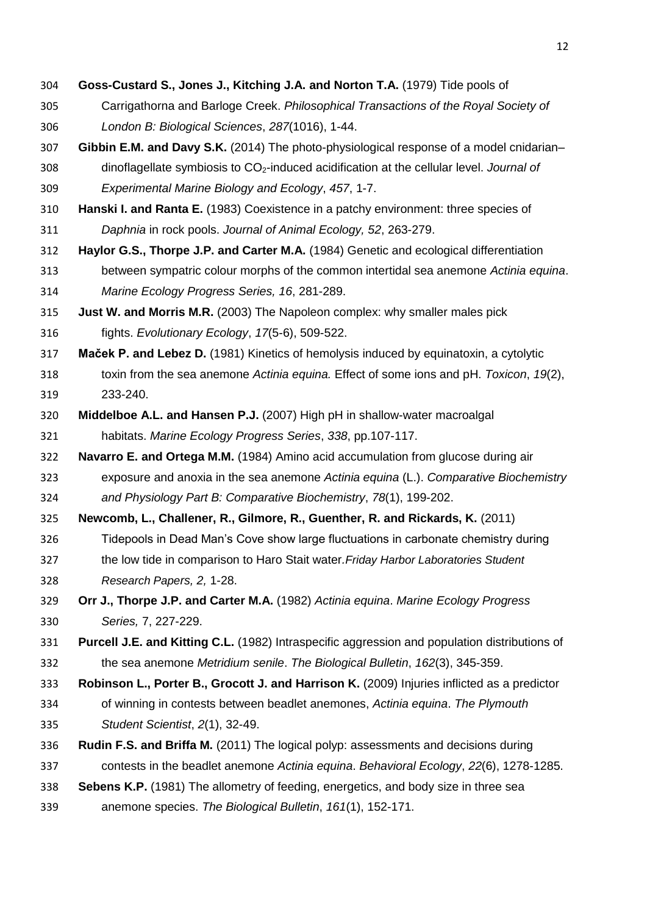**Goss-Custard S., Jones J., Kitching J.A. and Norton T.A.** (1979) Tide pools of Carrigathorna and Barloge Creek. *Philosophical Transactions of the Royal Society of London B: Biological Sciences*, *287*(1016), 1-44.

**Gibbin E.M. and Davy S.K.** (2014) The photo-physiological response of a model cnidarian–dinoflagellate symbiosis to $CO_2$-induced acidification at the cellular level. *Journal of Experimental Marine Biology and Ecology*, *457*, 1-7.

**Hanski I. and Ranta E.** (1983) Coexistence in a patchy environment: three species of *Daphnia* in rock pools. *Journal of Animal Ecology, 52*, 263-279.

**Haylor G.S., Thorpe J.P. and Carter M.A.** (1984) Genetic and ecological differentiation between sympatric colour morphs of the common intertidal sea anemone *Actinia equina*. *Marine Ecology Progress Series, 16*, 281-289.

**Just W. and Morris M.R.** (2003) The Napoleon complex: why smaller males pick fights. *Evolutionary Ecology*, *17*(5-6), 509-522.

**Maček P. and Lebez D.** (1981) Kinetics of hemolysis induced by equinatoxin, a cytolytic toxin from the sea anemone *Actinia equina.* Effect of some ions and pH. *Toxicon*, *19*(2), 233-240.

**Middelboe A.L. and Hansen P.J.** (2007) High pH in shallow-water macroalgal habitats. *Marine Ecology Progress Series*, *338*, pp.107-117.

**Navarro E. and Ortega M.M.** (1984) Amino acid accumulation from glucose during air exposure and anoxia in the sea anemone *Actinia equina* (L.). *Comparative Biochemistry and Physiology Part B: Comparative Biochemistry*, *78*(1), 199-202.

**Newcomb, L., Challener, R., Gilmore, R., Guenther, R. and Rickards, K.** (2011) Tidepools in Dead Man's Cove show large fluctuations in carbonate chemistry during the low tide in comparison to Haro Stait water.*Friday Harbor Laboratories Student Research Papers, 2,* 1-28.

**Orr J., Thorpe J.P. and Carter M.A.** (1982) *Actinia equina*. *Marine Ecology Progress Series,* 7, 227-229.

**Purcell J.E. and Kitting C.L.** (1982) Intraspecific aggression and population distributions of the sea anemone *Metridium senile*. *The Biological Bulletin*, *162*(3), 345-359.

**Robinson L., Porter B., Grocott J. and Harrison K.** (2009) Injuries inflicted as a predictor of winning in contests between beadlet anemones, *Actinia equina*. *The Plymouth Student Scientist*, *2*(1), 32-49.

**Rudin F.S. and Briffa M.** (2011) The logical polyp: assessments and decisions during contests in the beadlet anemone *Actinia equina*. *Behavioral Ecology*, *22*(6), 1278-1285.

**Sebens K.P.** (1981) The allometry of feeding, energetics, and body size in three sea anemone species. *The Biological Bulletin*, *161*(1), 152-171.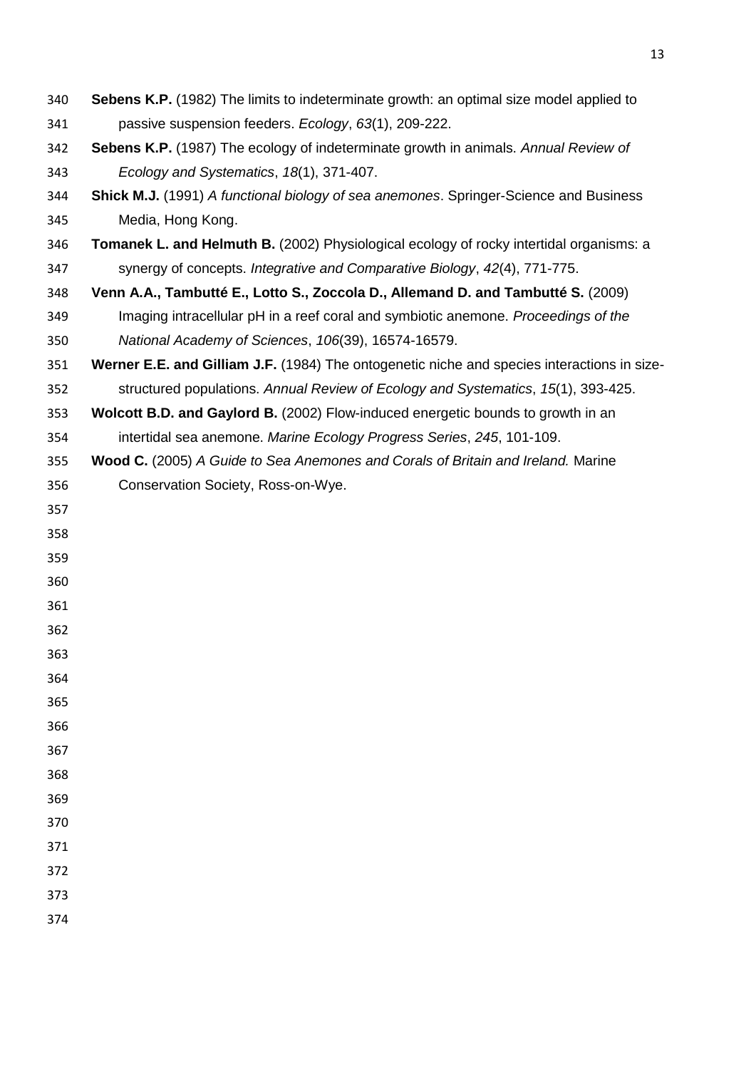**Sebens K.P.** (1982) The limits to indeterminate growth: an optimal size model applied to passive suspension feeders. *Ecology*, *63*(1), 209-222.

**Sebens K.P.** (1987) The ecology of indeterminate growth in animals. *Annual Review of Ecology and Systematics*, *18*(1), 371-407.

**Shick M.J.** (1991) *A functional biology of sea anemones*. Springer-Science and Business Media, Hong Kong.

**Tomanek L. and Helmuth B.** (2002) Physiological ecology of rocky intertidal organisms: a synergy of concepts. *Integrative and Comparative Biology*, *42*(4), 771-775.

**Venn A.A., Tambutté E., Lotto S., Zoccola D., Allemand D. and Tambutté S.** (2009) Imaging intracellular pH in a reef coral and symbiotic anemone. *Proceedings of the National Academy of Sciences*, *106*(39), 16574-16579.

**Werner E.E. and Gilliam J.F.** (1984) The ontogenetic niche and species interactions in size-structured populations. *Annual Review of Ecology and Systematics*, *15*(1), 393-425.

**Wolcott B.D. and Gaylord B.** (2002) Flow-induced energetic bounds to growth in an intertidal sea anemone. *Marine Ecology Progress Series*, *245*, 101-109.

**Wood C.** (2005) *A Guide to Sea Anemones and Corals of Britain and Ireland.* Marine Conservation Society, Ross-on-Wye.